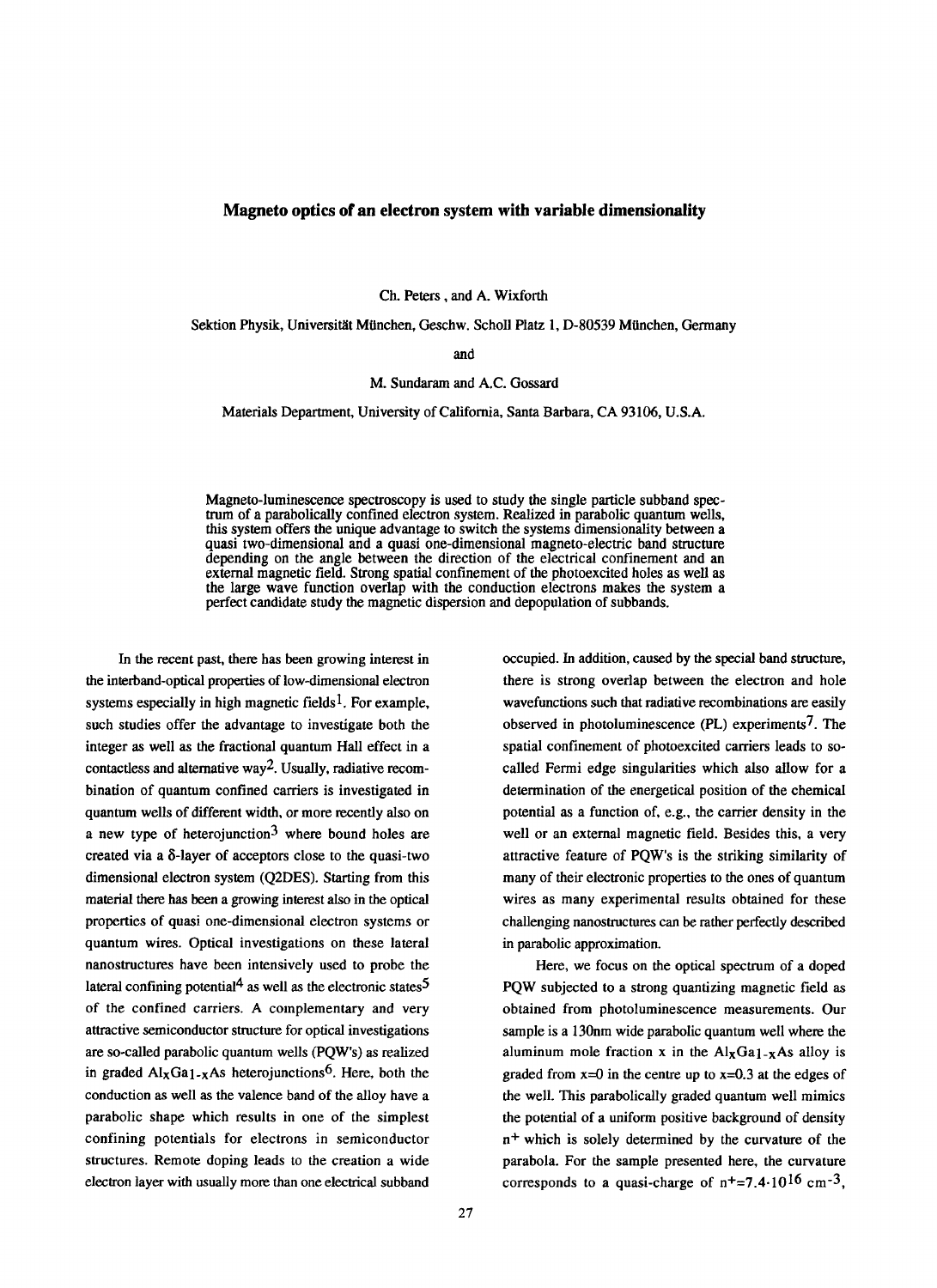# Magneto optics of an electron system with variable dimensionality

Ch. Peters , and A. Wixforth

Sektion Physik, Universität München, Geschw. Scholl Platz 1, D-80539 München, Germany

and

M. Sundaram and A.C. Gossard

Materials Department, University of California, Santa Barbara, CA 93106, U.S.A.

Magneto-luminescence spectroscopy is used to study the single particle subband spectrum of a parabolically confined electron system. Realized in parabolic quantum wells, this system offers the unique advantage to switch the systems dimensionality between a quasi two-dimensional and a quasi one-dimensional magneto-electric band structure depending on the angle between the direction of the electrical confinement and an external magnetic field. Strong spatial confinement of the photoexcited holes as well as the large wave function overlap with the conduction electrons makes the system a perfect candidate study the magnetic dispersion and depopulation of subbands.

In the recent past, there has been growing interest in the interband-optical properties of low-dimensional electron systems especially in high magnetic fields[1]. For example, such studies offer the advantage to investigate both the integer as well as the fractional quantum Hall effect in a contactless and alternative way[2]. Usually, radiative recombination of quantum confined carriers is investigated in quantum wells of different width, or more recently also on a new type of heterojunction[3] where bound holes are created via a δ-layer of acceptors close to the quasi-two dimensional electron system (Q2DES). Starting from this material there has been a growing interest also in the optical properties of quasi one-dimensional electron systems or quantum wires. Optical investigations on these lateral nanostructures have been intensively used to probe the lateral confining potential[4] as well as the electronic states[5] of the confined carriers. A complementary and very attractive semiconductor structure for optical investigations are so-called parabolic quantum wells (PQW's) as realized in graded $Al_xGa_{1-x}As$ heterojunctions[6]. Here, both the conduction as well as the valence band of the alloy have a parabolic shape which results in one of the simplest confining potentials for electrons in semiconductor structures. Remote doping leads to the creation a wide electron layer with usually more than one electrical subband occupied. In addition, caused by the special band structure, there is strong overlap between the electron and hole wavefunctions such that radiative recombinations are easily observed in photoluminescence (PL) experiments[7]. The spatial confinement of photoexcited carriers leads to so-called Fermi edge singularities which also allow for a determination of the energetical position of the chemical potential as a function of, e.g., the carrier density in the well or an external magnetic field. Besides this, a very attractive feature of PQW's is the striking similarity of many of their electronic properties to the ones of quantum wires as many experimental results obtained for these challenging nanostructures can be rather perfectly described in parabolic approximation.

Here, we focus on the optical spectrum of a doped PQW subjected to a strong quantizing magnetic field as obtained from photoluminescence measurements. Our sample is a 130nm wide parabolic quantum well where the aluminum mole fraction x in the $Al_xGa_{1-x}As$ alloy is graded from x=0 in the centre up to x=0.3 at the edges of the well. This parabolically graded quantum well mimics the potential of a uniform positive background of density $n^+$ which is solely determined by the curvature of the parabola. For the sample presented here, the curvature corresponds to a quasi-charge of $n^+=7.4\cdot10^{16}$ $cm^{-3}$,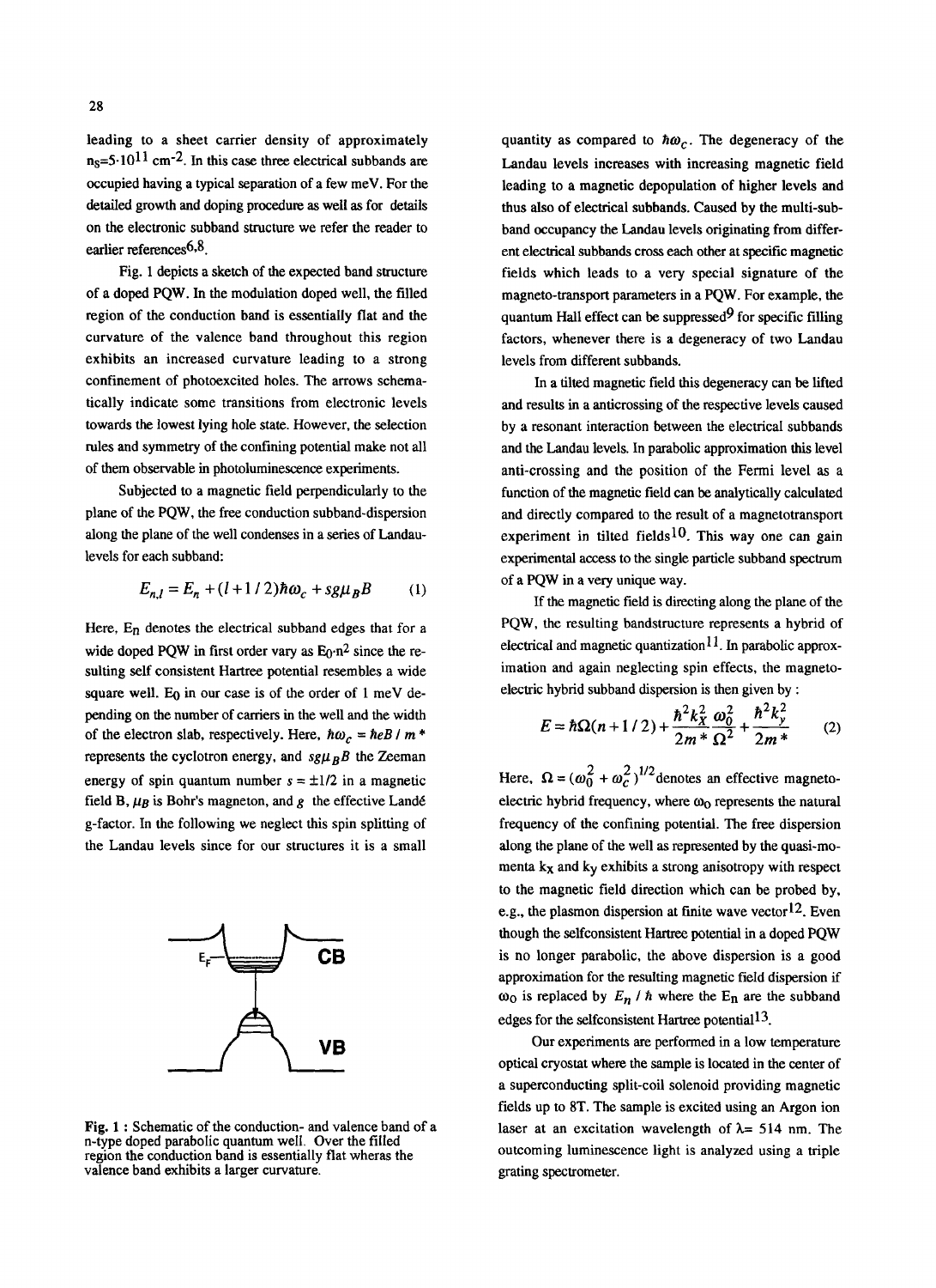leading to a sheet carrier density of approximately $n_S=5\cdot10^{11}$ $cm^{-2}$. In this case three electrical subbands are occupied having a typical separation of a few meV. For the detailed growth and doping procedure as well as for details on the electronic subband structure we refer the reader to earlier references[6,8].

Fig. 1 depicts a sketch of the expected band structure of a doped PQW. In the modulation doped well, the filled region of the conduction band is essentially flat and the curvature of the valence band throughout this region exhibits an increased curvature leading to a strong confinement of photoexcited holes. The arrows schematically indicate some transitions from electronic levels towards the lowest lying hole state. However, the selection rules and symmetry of the confining potential make not all of them observable in photoluminescence experiments.

Subjected to a magnetic field perpendicularly to the plane of the PQW, the free conduction subband-dispersion along the plane of the well condenses in a series of Landau-levels for each subband:

$$E_{n,l} = E_n + (l + 1/2)\hbar\omega_c + sg\mu_B B \qquad (1)$$

Here, $E_n$ denotes the electrical subband edges that for a wide doped PQW in first order vary as $E_0 \cdot n^2$ since the resulting self consistent Hartree potential resembles a wide square well. $E_0$ in our case is of the order of 1 meV depending on the number of carriers in the well and the width of the electron slab, respectively. Here, $\hbar\omega_c = \hbar eB / m^*$ represents the cyclotron energy, and $sg\mu_B B$ the Zeeman energy of spin quantum number $s = \pm 1/2$ in a magnetic field B, $\mu_B$ is Bohr's magneton, and $g$ the effective Landé g-factor. In the following we neglect this spin splitting of the Landau levels since for our structures it is a small

Fig. 1 : Schematic of the conduction- and valence band of a n-type doped parabolic quantum well. Over the filled region the conduction band is essentially flat wheras the valence band exhibits a larger curvature.

quantity as compared to $\hbar\omega_c$. The degeneracy of the Landau levels increases with increasing magnetic field leading to a magnetic depopulation of higher levels and thus also of electrical subbands. Caused by the multi-subband occupancy the Landau levels originating from different electrical subbands cross each other at specific magnetic fields which leads to a very special signature of the magneto-transport parameters in a PQW. For example, the quantum Hall effect can be suppressed[9] for specific filling factors, whenever there is a degeneracy of two Landau levels from different subbands.

In a tilted magnetic field this degeneracy can be lifted and results in a anticrossing of the respective levels caused by a resonant interaction between the electrical subbands and the Landau levels. In parabolic approximation this level anti-crossing and the position of the Fermi level as a function of the magnetic field can be analytically calculated and directly compared to the result of a magnetotransport experiment in tilted fields[10]. This way one can gain experimental access to the single particle subband spectrum of a PQW in a very unique way.

If the magnetic field is directing along the plane of the PQW, the resulting bandstructure represents a hybrid of electrical and magnetic quantization[11]. In parabolic approximation and again neglecting spin effects, the magneto-electric hybrid subband dispersion is then given by :

$$E = \hbar\Omega(n + 1/2) + \frac{\hbar^2 k_x^2}{2m^*}\frac{\omega_0^2}{\Omega^2} + \frac{\hbar^2 k_y^2}{2m^*} \qquad (2)$$

Here, $\Omega = (\omega_0^2 + \omega_c^2)^{1/2}$ denotes an effective magneto-electric hybrid frequency, where $\omega_0$ represents the natural frequency of the confining potential. The free dispersion along the plane of the well as represented by the quasi-momenta $k_x$ and $k_y$ exhibits a strong anisotropy with respect to the magnetic field direction which can be probed by, e.g., the plasmon dispersion at finite wave vector[12]. Even though the selfconsistent Hartree potential in a doped PQW is no longer parabolic, the above dispersion is a good approximation for the resulting magnetic field dispersion if $\omega_0$ is replaced by $E_n / \hbar$ where the $E_n$ are the subband edges for the selfconsistent Hartree potential[13].

Our experiments are performed in a low temperature optical cryostat where the sample is located in the center of a superconducting split-coil solenoid providing magnetic fields up to 8T. The sample is excited using an Argon ion laser at an excitation wavelength of $\lambda = 514$ nm. The outcoming luminescence light is analyzed using a triple grating spectrometer.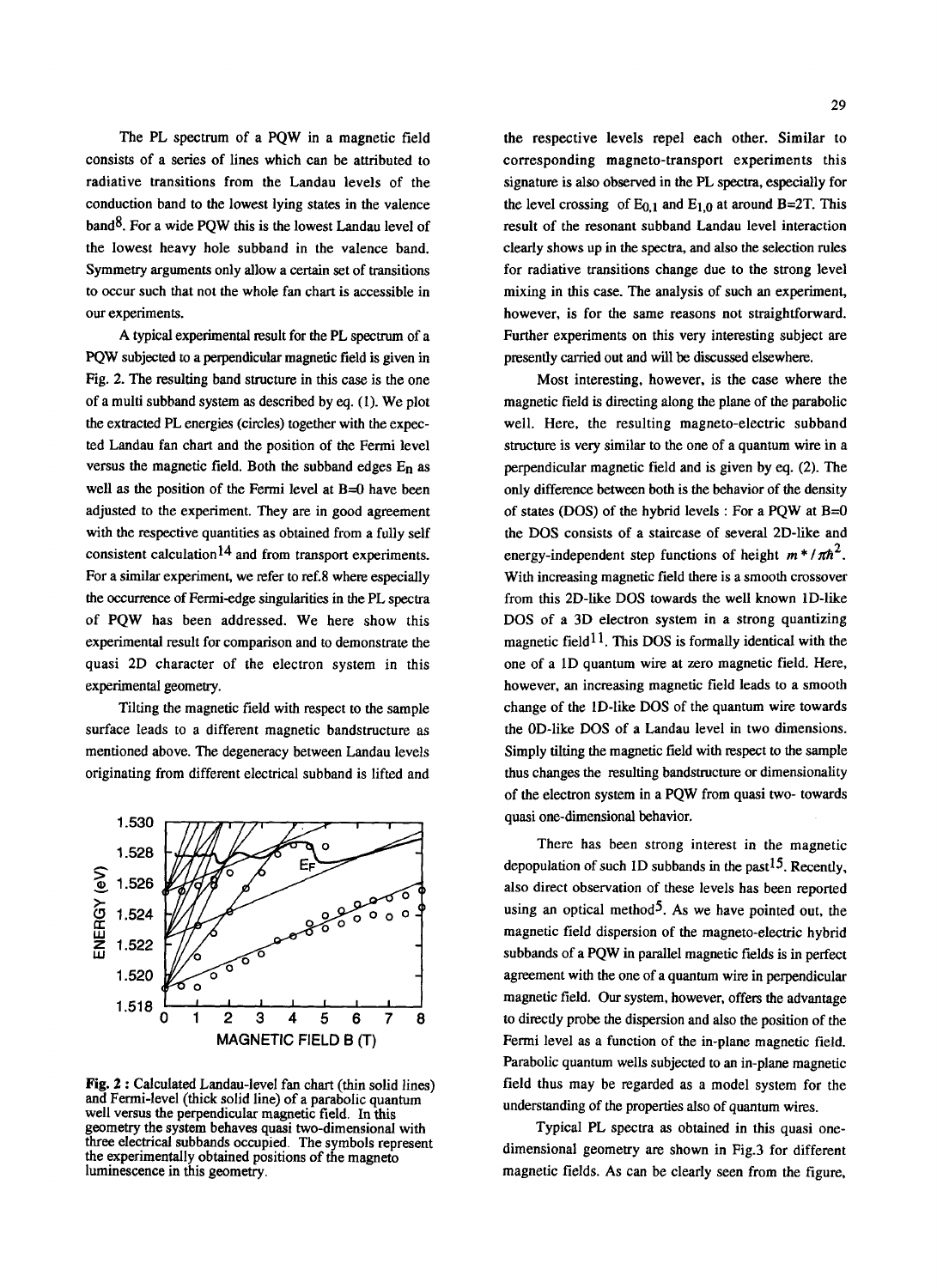The PL spectrum of a PQW in a magnetic field consists of a series of lines which can be attributed to radiative transitions from the Landau levels of the conduction band to the lowest lying states in the valence band[8]. For a wide PQW this is the lowest Landau level of the lowest heavy hole subband in the valence band. Symmetry arguments only allow a certain set of transitions to occur such that not the whole fan chart is accessible in our experiments.

A typical experimental result for the PL spectrum of a PQW subjected to a perpendicular magnetic field is given in Fig. 2. The resulting band structure in this case is the one of a multi subband system as described by eq. (1). We plot the extracted PL energies (circles) together with the expected Landau fan chart and the position of the Fermi level versus the magnetic field. Both the subband edges $E_n$ as well as the position of the Fermi level at B=0 have been adjusted to the experiment. They are in good agreement with the respective quantities as obtained from a fully self consistent calculation[14] and from transport experiments. For a similar experiment, we refer to ref.8 where especially the occurrence of Fermi-edge singularities in the PL spectra of PQW has been addressed. We here show this experimental result for comparison and to demonstrate the quasi 2D character of the electron system in this experimental geometry.

Tilting the magnetic field with respect to the sample surface leads to a different magnetic bandstructure as mentioned above. The degeneracy between Landau levels originating from different electrical subband is lifted and the respective levels repel each other. Similar to corresponding magneto-transport experiments this signature is also observed in the PL spectra, especially for the level crossing of $E_{0,1}$ and $E_{1,0}$ at around B=2T. This result of the resonant subband Landau level interaction clearly shows up in the spectra, and also the selection rules for radiative transitions change due to the strong level mixing in this case. The analysis of such an experiment, however, is for the same reasons not straightforward. Further experiments on this very interesting subject are presently carried out and will be discussed elsewhere.

Fig. 2 : Calculated Landau-level fan chart (thin solid lines) and Fermi-level (thick solid line) of a parabolic quantum well versus the perpendicular magnetic field. In this geometry the system behaves quasi two-dimensional with three electrical subbands occupied. The symbols represent the experimentally obtained positions of the magneto luminescence in this geometry.

Most interesting, however, is the case where the magnetic field is directing along the plane of the parabolic well. Here, the resulting magneto-electric subband structure is very similar to the one of a quantum wire in a perpendicular magnetic field and is given by eq. (2). The only difference between both is the behavior of the density of states (DOS) of the hybrid levels : For a PQW at B=0 the DOS consists of a staircase of several 2D-like and energy-independent step functions of height $m^*/\pi\hbar^2$. With increasing magnetic field there is a smooth crossover from this 2D-like DOS towards the well known 1D-like DOS of a 3D electron system in a strong quantizing magnetic field[11]. This DOS is formally identical with the one of a 1D quantum wire at zero magnetic field. Here, however, an increasing magnetic field leads to a smooth change of the 1D-like DOS of the quantum wire towards the 0D-like DOS of a Landau level in two dimensions. Simply tilting the magnetic field with respect to the sample thus changes the resulting bandstructure or dimensionality of the electron system in a PQW from quasi two- towards quasi one-dimensional behavior.

There has been strong interest in the magnetic depopulation of such 1D subbands in the past[15]. Recently, also direct observation of these levels has been reported using an optical method[5]. As we have pointed out, the magnetic field dispersion of the magneto-electric hybrid subbands of a PQW in parallel magnetic fields is in perfect agreement with the one of a quantum wire in perpendicular magnetic field. Our system, however, offers the advantage to directly probe the dispersion and also the position of the Fermi level as a function of the in-plane magnetic field. Parabolic quantum wells subjected to an in-plane magnetic field thus may be regarded as a model system for the understanding of the properties also of quantum wires.

Typical PL spectra as obtained in this quasi one-dimensional geometry are shown in Fig.3 for different magnetic fields. As can be clearly seen from the figure,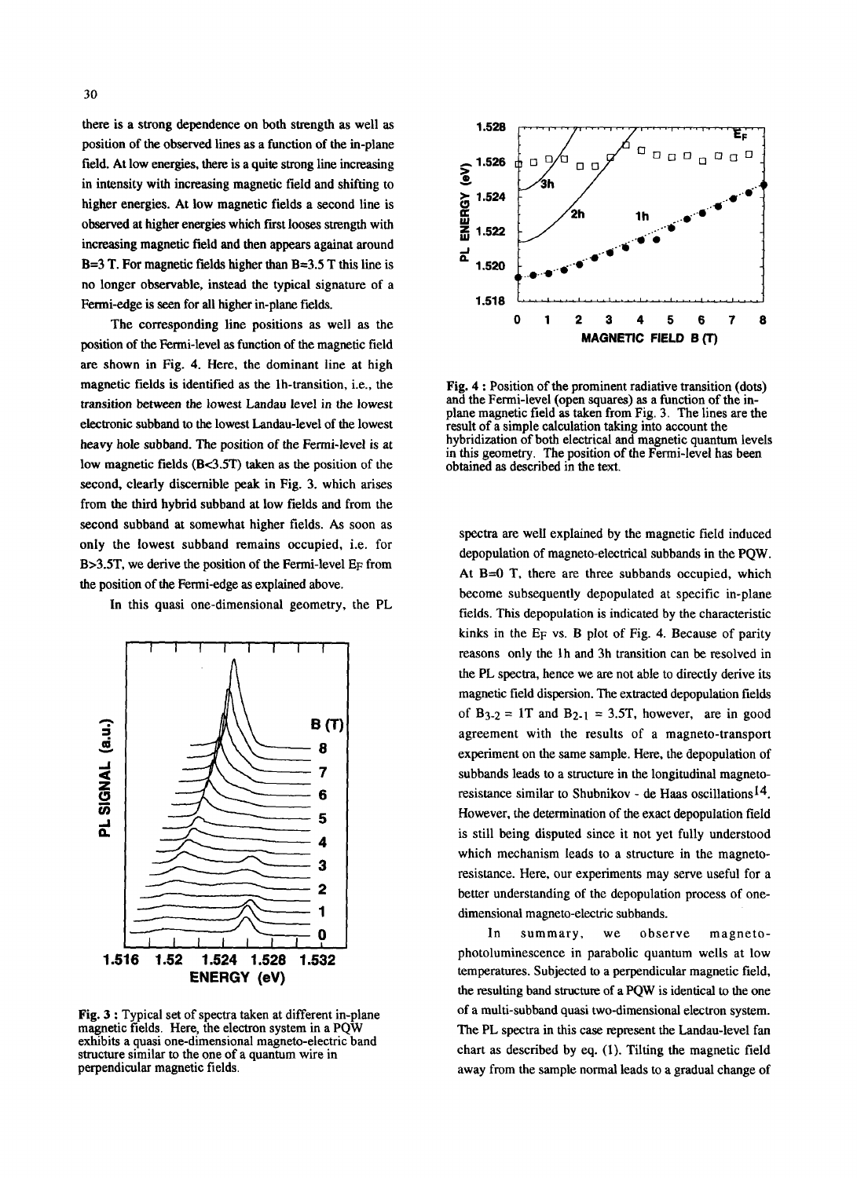there is a strong dependence on both strength as well as position of the observed lines as a function of the in-plane field. At low energies, there is a quite strong line increasing in intensity with increasing magnetic field and shifting to higher energies. At low magnetic fields a second line is observed at higher energies which first looses strength with increasing magnetic field and then appears againat around B=3 T. For magnetic fields higher than B=3.5 T this line is no longer observable, instead the typical signature of a Fermi-edge is seen for all higher in-plane fields.

The corresponding line positions as well as the position of the Fermi-level as function of the magnetic field are shown in Fig. 4. Here, the dominant line at high magnetic fields is identified as the 1h-transition, i.e., the transition between the lowest Landau level in the lowest electronic subband to the lowest Landau-level of the lowest heavy hole subband. The position of the Fermi-level is at low magnetic fields (B<3.5T) taken as the position of the second, clearly discernible peak in Fig. 3. which arises from the third hybrid subband at low fields and from the second subband at somewhat higher fields. As soon as only the lowest subband remains occupied, i.e. for B>3.5T, we derive the position of the Fermi-level $E_F$ from the position of the Fermi-edge as explained above.

In this quasi one-dimensional geometry, the PL

Fig. 3 : Typical set of spectra taken at different in-plane magnetic fields. Here, the electron system in a PQW exhibits a quasi one-dimensional magneto-electric band structure similar to the one of a quantum wire in perpendicular magnetic fields.

Fig. 4 : Position of the prominent radiative transition (dots) and the Fermi-level (open squares) as a function of the in-plane magnetic field as taken from Fig. 3. The lines are the result of a simple calculation taking into account the hybridization of both electrical and magnetic quantum levels in this geometry. The position of the Fermi-level has been obtained as described in the text.

spectra are well explained by the magnetic field induced depopulation of magneto-electrical subbands in the PQW. At B=0 T, there are three subbands occupied, which become subsequently depopulated at specific in-plane fields. This depopulation is indicated by the characteristic kinks in the $E_F$ vs. B plot of Fig. 4. Because of parity reasons only the 1h and 3h transition can be resolved in the PL spectra, hence we are not able to directly derive its magnetic field dispersion. The extracted depopulation fields of $B_{3\text{-}2}$ = 1T and $B_{2\text{-}1}$ = 3.5T, however, are in good agreement with the results of a magneto-transport experiment on the same sample. Here, the depopulation of subbands leads to a structure in the longitudinal magneto-resistance similar to Shubnikov - de Haas oscillations[14]. However, the determination of the exact depopulation field is still being disputed since it not yet fully understood which mechanism leads to a structure in the magneto-resistance. Here, our experiments may serve useful for a better understanding of the depopulation process of one-dimensional magneto-electric subbands.

In summary, we observe magneto-photoluminescence in parabolic quantum wells at low temperatures. Subjected to a perpendicular magnetic field, the resulting band structure of a PQW is identical to the one of a multi-subband quasi two-dimensional electron system. The PL spectra in this case represent the Landau-level fan chart as described by eq. (1). Tilting the magnetic field away from the sample normal leads to a gradual change of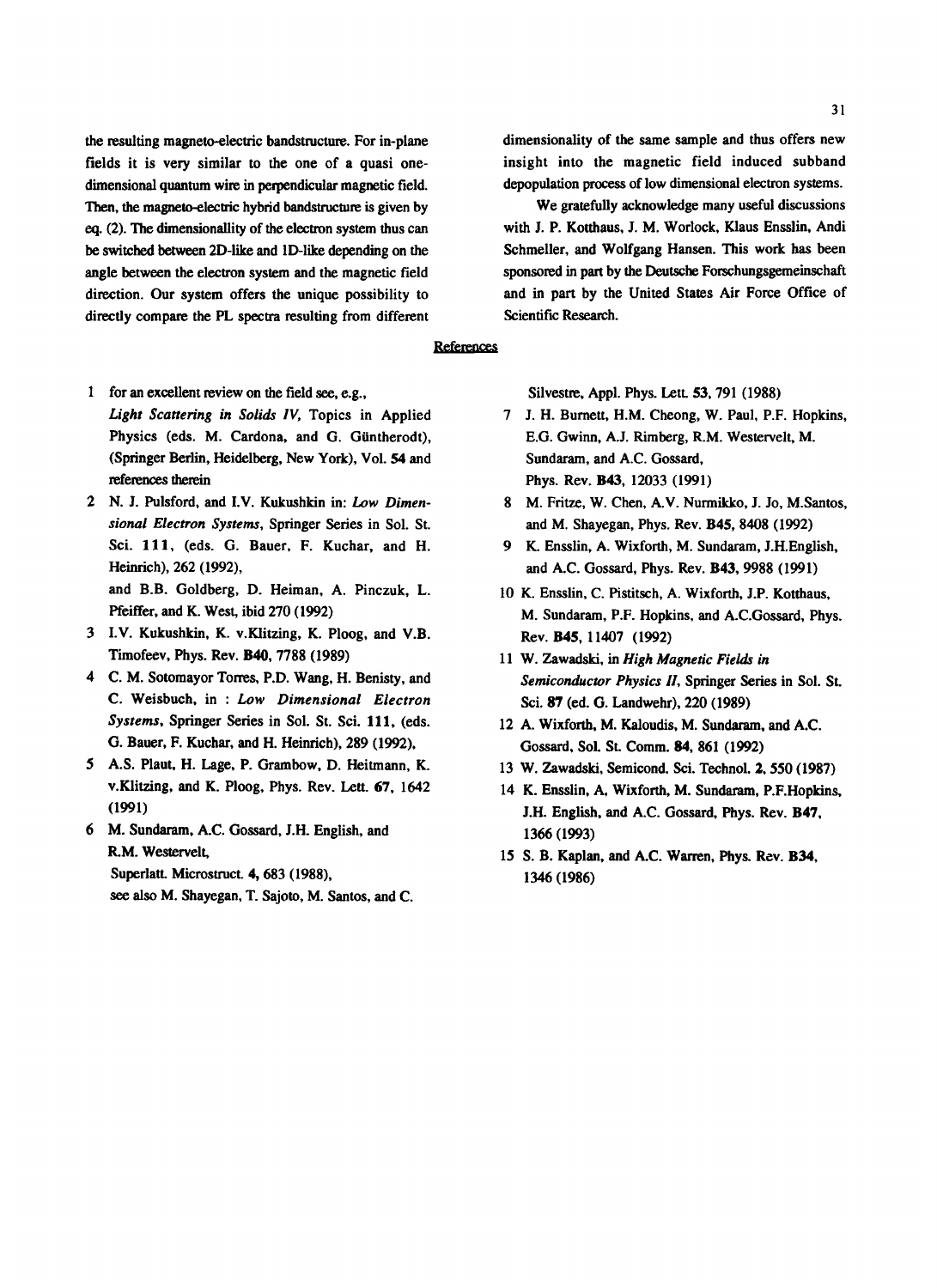the resulting magneto-electric bandstructure. For in-plane fields it is very similar to the one of a quasi one-dimensional quantum wire in perpendicular magnetic field. Then, the magneto-electric hybrid bandstructure is given by eq. (2). The dimensionallity of the electron system thus can be switched between 2D-like and 1D-like depending on the angle between the electron system and the magnetic field direction. Our system offers the unique possibility to directly compare the PL spectra resulting from different dimensionality of the same sample and thus offers new insight into the magnetic field induced subband depopulation process of low dimensional electron systems.

We gratefully acknowledge many useful discussions with J. P. Kotthaus, J. M. Worlock, Klaus Ensslin, Andi Schmeller, and Wolfgang Hansen. This work has been sponsored in part by the Deutsche Forschungsgemeinschaft and in part by the United States Air Force Office of Scientific Research.

## References

1. for an excellent review on the field see, e.g., *Light Scattering in Solids IV,* Topics in Applied Physics (eds. M. Cardona, and G. Güntherodt), (Springer Berlin, Heidelberg, New York), Vol. **54** and references therein
2. N. J. Pulsford, and I.V. Kukushkin in: *Low Dimensional Electron Systems*, Springer Series in Sol. St. Sci. **111**, (eds. G. Bauer, F. Kuchar, and H. Heinrich), 262 (1992), and B.B. Goldberg, D. Heiman, A. Pinczuk, L. Pfeiffer, and K. West, ibid 270 (1992)
3. I.V. Kukushkin, K. v.Klitzing, K. Ploog, and V.B. Timofeev, Phys. Rev. **B40**, 7788 (1989)
4. C. M. Sotomayor Torres, P.D. Wang, H. Benisty, and C. Weisbuch, in : *Low Dimensional Electron Systems*, Springer Series in Sol. St. Sci. **111**, (eds. G. Bauer, F. Kuchar, and H. Heinrich), 289 (1992),
5. A.S. Plaut, H. Lage, P. Grambow, D. Heitmann, K. v.Klitzing, and K. Ploog, Phys. Rev. Lett. **67**, 1642 (1991)
6. M. Sundaram, A.C. Gossard, J.H. English, and R.M. Westervelt, Superlatt. Microstruct. **4**, 683 (1988), see also M. Shayegan, T. Sajoto, M. Santos, and C. Silvestre, Appl. Phys. Lett. **53**, 791 (1988)
7. J. H. Burnett, H.M. Cheong, W. Paul, P.F. Hopkins, E.G. Gwinn, A.J. Rimberg, R.M. Westervelt, M. Sundaram, and A.C. Gossard, Phys. Rev. **B43**, 12033 (1991)
8. M. Fritze, W. Chen, A.V. Nurmikko, J. Jo, M.Santos, and M. Shayegan, Phys. Rev. **B45**, 8408 (1992)
9. K. Ensslin, A. Wixforth, M. Sundaram, J.H.English, and A.C. Gossard, Phys. Rev. **B43**, 9988 (1991)
10. K. Ensslin, C. Pistitsch, A. Wixforth, J.P. Kotthaus, M. Sundaram, P.F. Hopkins, and A.C.Gossard, Phys. Rev. **B45**, 11407 (1992)
11. W. Zawadski, in *High Magnetic Fields in Semiconductor Physics II*, Springer Series in Sol. St. Sci. **87** (ed. G. Landwehr), 220 (1989)
12. A. Wixforth, M. Kaloudis, M. Sundaram, and A.C. Gossard, Sol. St. Comm. **84**, 861 (1992)
13. W. Zawadski, Semicond. Sci. Technol. **2**, 550 (1987)
14. K. Ensslin, A. Wixforth, M. Sundaram, P.F.Hopkins, J.H. English, and A.C. Gossard, Phys. Rev. **B47**, 1366 (1993)
15. S. B. Kaplan, and A.C. Warren, Phys. Rev. **B34**, 1346 (1986)